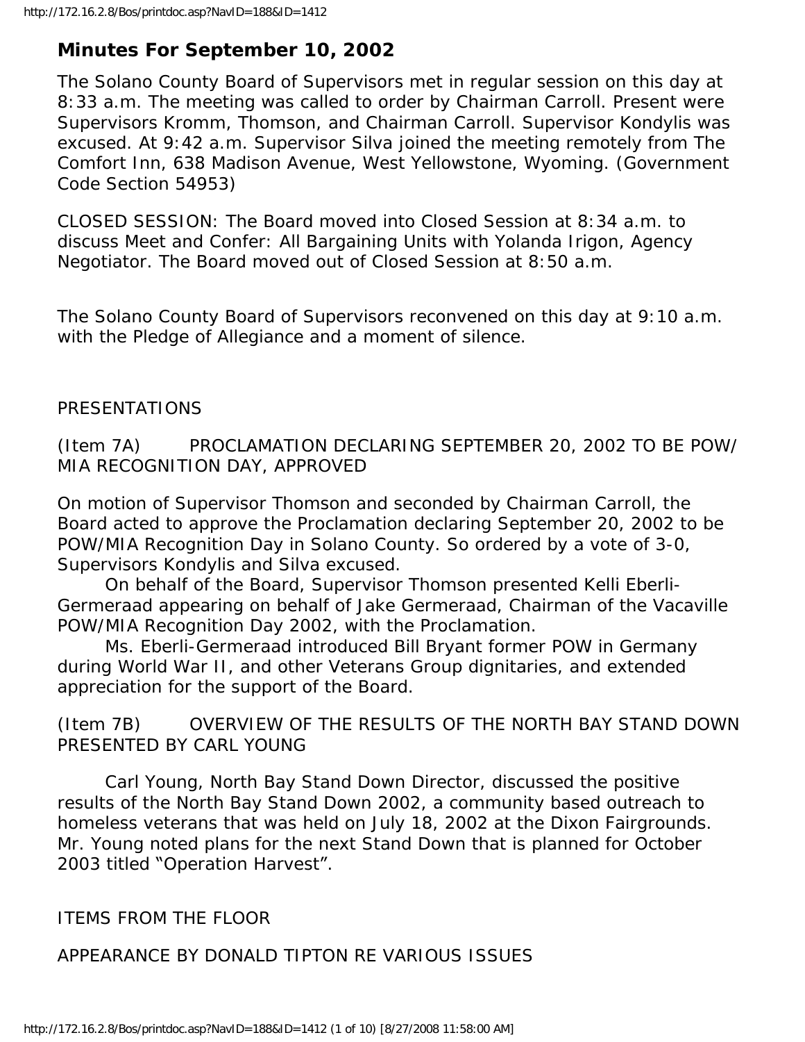# Minutes For September 10, 2002

The Solano County Board of Supervisors met in regular session on this day at 8:33 a.m. The meeting was called to order by Chairman Carroll. Present were Supervisors Kromm, Thomson, and Chairman Carroll. Supervisor Kondylis was excused. At 9:42 a.m. Supervisor Silva joined the meeting remotely from The Comfort Inn, 638 Madison Avenue, West Yellowstone, Wyoming. (Government Code Section 54953)

CLOSED SESSION: The Board moved into Closed Session at 8:34 a.m. to discuss Meet and Confer: All Bargaining Units with Yolanda Irigon, Agency Negotiator. The Board moved out of Closed Session at 8:50 a.m.

The Solano County Board of Supervisors reconvened on this day at 9:10 a.m. with the Pledge of Allegiance and a moment of silence.

PRESENTATIONS

(Item 7A) PROCLAMATION DECLARING SEPTEMBER 20, 2002 TO BE POW/ MIA RECOGNITION DAY, APPROVED

On motion of Supervisor Thomson and seconded by Chairman Carroll, the Board acted to approve the Proclamation declaring September 20, 2002 to be POW/MIA Recognition Day in Solano County. So ordered by a vote of 3-0, Supervisors Kondylis and Silva excused.

On behalf of the Board, Supervisor Thomson presented Kelli Eberli-Germeraad appearing on behalf of Jake Germeraad, Chairman of the Vacaville POW/MIA Recognition Day 2002, with the Proclamation.

Ms. Eberli-Germeraad introduced Bill Bryant former POW in Germany during World War II, and other Veterans Group dignitaries, and extended appreciation for the support of the Board.

(Item 7B) OVERVIEW OF THE RESULTS OF THE NORTH BAY STAND DOWN PRESENTED BY CARL YOUNG

Carl Young, North Bay Stand Down Director, discussed the positive results of the North Bay Stand Down 2002, a community based outreach to homeless veterans that was held on July 18, 2002 at the Dixon Fairgrounds. Mr. Young noted plans for the next Stand Down that is planned for October 2003 titled "Operation Harvest".

ITEMS FROM THE FLOOR

APPEARANCE BY DONALD TIPTON RE VARIOUS ISSUES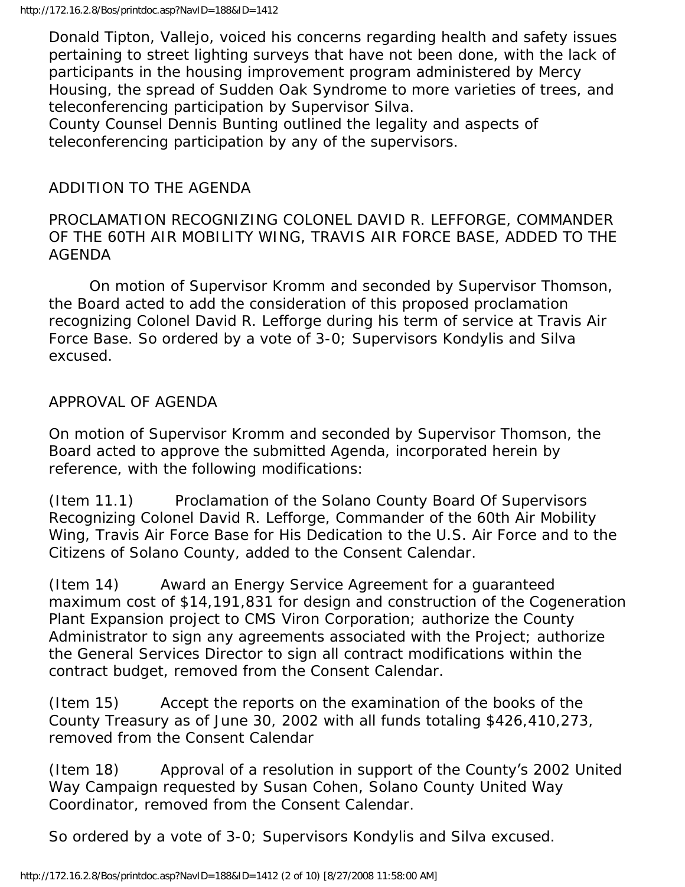Donald Tipton, Vallejo, voiced his concerns regarding health and safety issues pertaining to street lighting surveys that have not been done, with the lack of participants in the housing improvement program administered by Mercy Housing, the spread of Sudden Oak Syndrome to more varieties of trees, and teleconferencing participation by Supervisor Silva.
County Counsel Dennis Bunting outlined the legality and aspects of teleconferencing participation by any of the supervisors.

ADDITION TO THE AGENDA

PROCLAMATION RECOGNIZING COLONEL DAVID R. LEFFORGE, COMMANDER OF THE 60TH AIR MOBILITY WING, TRAVIS AIR FORCE BASE, ADDED TO THE AGENDA

On motion of Supervisor Kromm and seconded by Supervisor Thomson, the Board acted to add the consideration of this proposed proclamation recognizing Colonel David R. Lefforge during his term of service at Travis Air Force Base. So ordered by a vote of 3-0; Supervisors Kondylis and Silva excused.

APPROVAL OF AGENDA

On motion of Supervisor Kromm and seconded by Supervisor Thomson, the Board acted to approve the submitted Agenda, incorporated herein by reference, with the following modifications:

(Item 11.1) Proclamation of the Solano County Board Of Supervisors Recognizing Colonel David R. Lefforge, Commander of the 60th Air Mobility Wing, Travis Air Force Base for His Dedication to the U.S. Air Force and to the Citizens of Solano County, added to the Consent Calendar.

(Item 14) Award an Energy Service Agreement for a guaranteed maximum cost of $14,191,831 for design and construction of the Cogeneration Plant Expansion project to CMS Viron Corporation; authorize the County Administrator to sign any agreements associated with the Project; authorize the General Services Director to sign all contract modifications within the contract budget, removed from the Consent Calendar.

(Item 15) Accept the reports on the examination of the books of the County Treasury as of June 30, 2002 with all funds totaling $426,410,273, removed from the Consent Calendar

(Item 18) Approval of a resolution in support of the County's 2002 United Way Campaign requested by Susan Cohen, Solano County United Way Coordinator, removed from the Consent Calendar.

So ordered by a vote of 3-0; Supervisors Kondylis and Silva excused.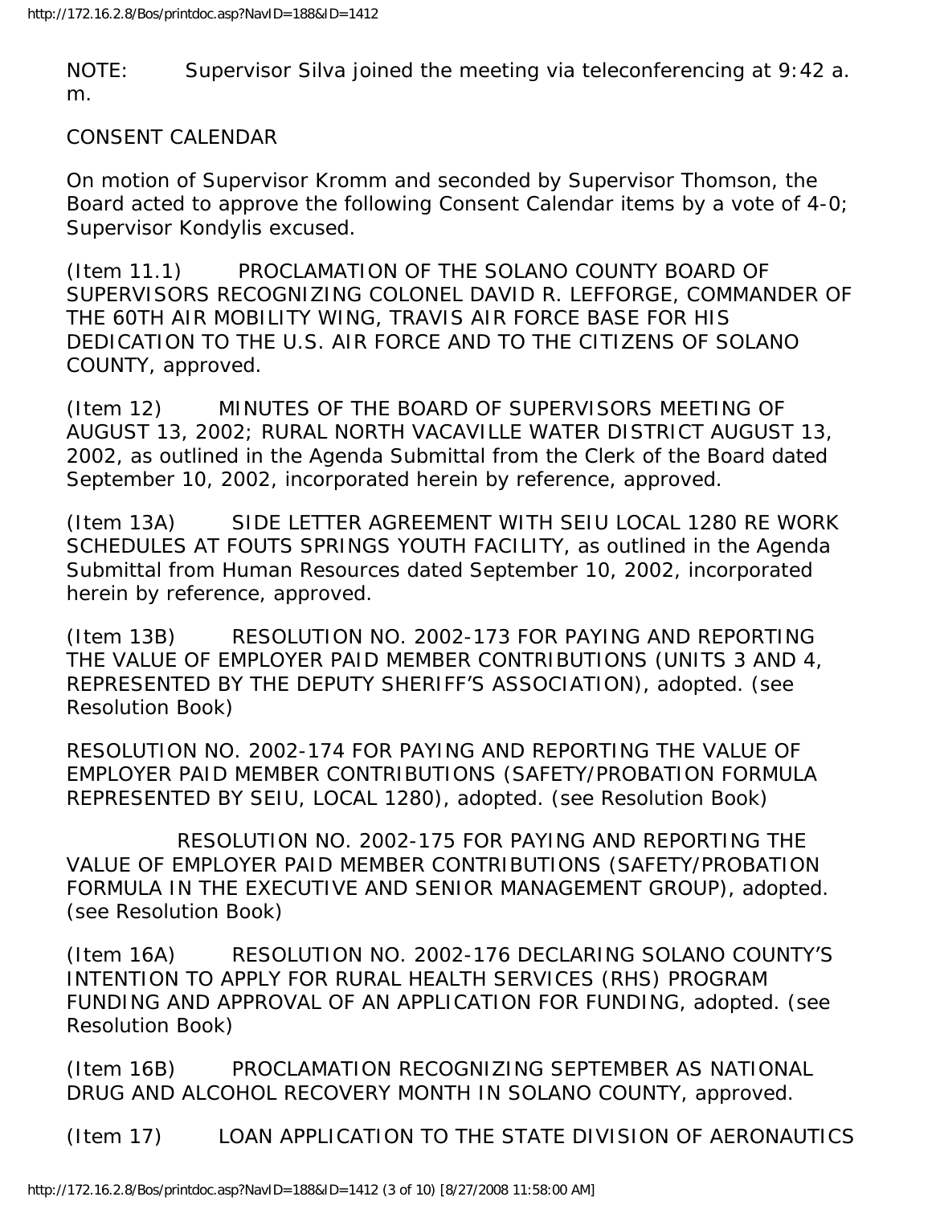NOTE: Supervisor Silva joined the meeting via teleconferencing at 9:42 a. m.

CONSENT CALENDAR

On motion of Supervisor Kromm and seconded by Supervisor Thomson, the Board acted to approve the following Consent Calendar items by a vote of 4-0; Supervisor Kondylis excused.

(Item 11.1) PROCLAMATION OF THE SOLANO COUNTY BOARD OF SUPERVISORS RECOGNIZING COLONEL DAVID R. LEFFORGE, COMMANDER OF THE 60TH AIR MOBILITY WING, TRAVIS AIR FORCE BASE FOR HIS DEDICATION TO THE U.S. AIR FORCE AND TO THE CITIZENS OF SOLANO COUNTY, approved.

(Item 12) MINUTES OF THE BOARD OF SUPERVISORS MEETING OF AUGUST 13, 2002; RURAL NORTH VACAVILLE WATER DISTRICT AUGUST 13, 2002, as outlined in the Agenda Submittal from the Clerk of the Board dated September 10, 2002, incorporated herein by reference, approved.

(Item 13A) SIDE LETTER AGREEMENT WITH SEIU LOCAL 1280 RE WORK SCHEDULES AT FOUTS SPRINGS YOUTH FACILITY, as outlined in the Agenda Submittal from Human Resources dated September 10, 2002, incorporated herein by reference, approved.

(Item 13B) RESOLUTION NO. 2002-173 FOR PAYING AND REPORTING THE VALUE OF EMPLOYER PAID MEMBER CONTRIBUTIONS (UNITS 3 AND 4, REPRESENTED BY THE DEPUTY SHERIFF'S ASSOCIATION), adopted. (see Resolution Book)

RESOLUTION NO. 2002-174 FOR PAYING AND REPORTING THE VALUE OF EMPLOYER PAID MEMBER CONTRIBUTIONS (SAFETY/PROBATION FORMULA REPRESENTED BY SEIU, LOCAL 1280), adopted. (see Resolution Book)

RESOLUTION NO. 2002-175 FOR PAYING AND REPORTING THE VALUE OF EMPLOYER PAID MEMBER CONTRIBUTIONS (SAFETY/PROBATION FORMULA IN THE EXECUTIVE AND SENIOR MANAGEMENT GROUP), adopted. (see Resolution Book)

(Item 16A) RESOLUTION NO. 2002-176 DECLARING SOLANO COUNTY'S INTENTION TO APPLY FOR RURAL HEALTH SERVICES (RHS) PROGRAM FUNDING AND APPROVAL OF AN APPLICATION FOR FUNDING, adopted. (see Resolution Book)

(Item 16B) PROCLAMATION RECOGNIZING SEPTEMBER AS NATIONAL DRUG AND ALCOHOL RECOVERY MONTH IN SOLANO COUNTY, approved.

(Item 17) LOAN APPLICATION TO THE STATE DIVISION OF AERONAUTICS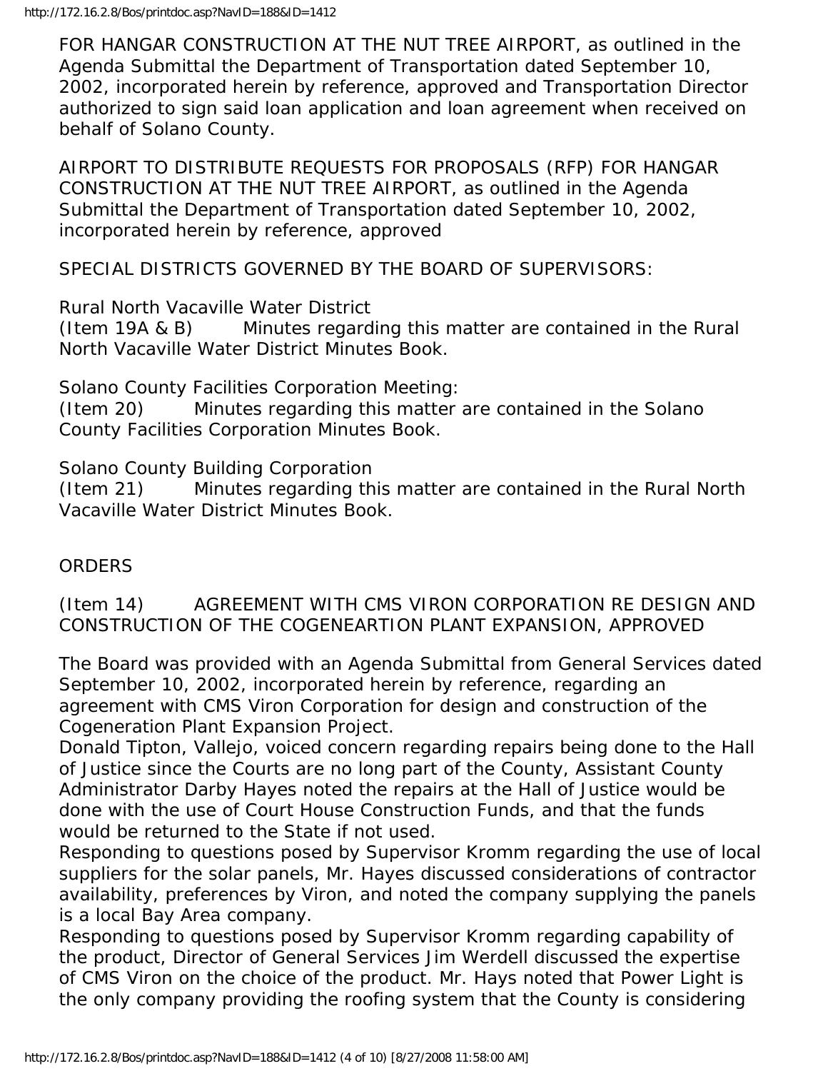FOR HANGAR CONSTRUCTION AT THE NUT TREE AIRPORT, as outlined in the Agenda Submittal the Department of Transportation dated September 10, 2002, incorporated herein by reference, approved and Transportation Director authorized to sign said loan application and loan agreement when received on behalf of Solano County.

AIRPORT TO DISTRIBUTE REQUESTS FOR PROPOSALS (RFP) FOR HANGAR CONSTRUCTION AT THE NUT TREE AIRPORT, as outlined in the Agenda Submittal the Department of Transportation dated September 10, 2002, incorporated herein by reference, approved

SPECIAL DISTRICTS GOVERNED BY THE BOARD OF SUPERVISORS:

Rural North Vacaville Water District
(Item 19A & B)        Minutes regarding this matter are contained in the Rural North Vacaville Water District Minutes Book.

Solano County Facilities Corporation Meeting:
(Item 20)        Minutes regarding this matter are contained in the Solano County Facilities Corporation Minutes Book.

Solano County Building Corporation
(Item 21)        Minutes regarding this matter are contained in the Rural North Vacaville Water District Minutes Book.

ORDERS

(Item 14)        AGREEMENT WITH CMS VIRON CORPORATION RE DESIGN AND CONSTRUCTION OF THE COGENEARTION PLANT EXPANSION, APPROVED

The Board was provided with an Agenda Submittal from General Services dated September 10, 2002, incorporated herein by reference, regarding an agreement with CMS Viron Corporation for design and construction of the Cogeneration Plant Expansion Project.
Donald Tipton, Vallejo, voiced concern regarding repairs being done to the Hall of Justice since the Courts are no long part of the County, Assistant County Administrator Darby Hayes noted the repairs at the Hall of Justice would be done with the use of Court House Construction Funds, and that the funds would be returned to the State if not used.
Responding to questions posed by Supervisor Kromm regarding the use of local suppliers for the solar panels, Mr. Hayes discussed considerations of contractor availability, preferences by Viron, and noted the company supplying the panels is a local Bay Area company.
Responding to questions posed by Supervisor Kromm regarding capability of the product, Director of General Services Jim Werdell discussed the expertise of CMS Viron on the choice of the product. Mr. Hays noted that Power Light is the only company providing the roofing system that the County is considering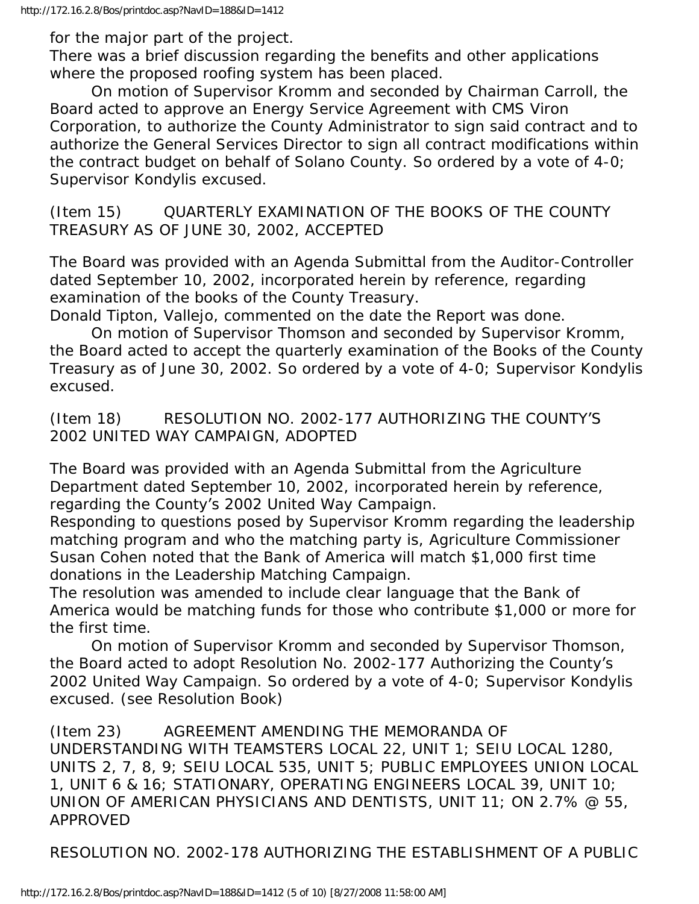for the major part of the project.

There was a brief discussion regarding the benefits and other applications where the proposed roofing system has been placed.

On motion of Supervisor Kromm and seconded by Chairman Carroll, the Board acted to approve an Energy Service Agreement with CMS Viron Corporation, to authorize the County Administrator to sign said contract and to authorize the General Services Director to sign all contract modifications within the contract budget on behalf of Solano County. So ordered by a vote of 4-0; Supervisor Kondylis excused.

(Item 15) QUARTERLY EXAMINATION OF THE BOOKS OF THE COUNTY TREASURY AS OF JUNE 30, 2002, ACCEPTED

The Board was provided with an Agenda Submittal from the Auditor-Controller dated September 10, 2002, incorporated herein by reference, regarding examination of the books of the County Treasury.

Donald Tipton, Vallejo, commented on the date the Report was done.

On motion of Supervisor Thomson and seconded by Supervisor Kromm, the Board acted to accept the quarterly examination of the Books of the County Treasury as of June 30, 2002. So ordered by a vote of 4-0; Supervisor Kondylis excused.

(Item 18) RESOLUTION NO. 2002-177 AUTHORIZING THE COUNTY'S 2002 UNITED WAY CAMPAIGN, ADOPTED

The Board was provided with an Agenda Submittal from the Agriculture Department dated September 10, 2002, incorporated herein by reference, regarding the County's 2002 United Way Campaign.

Responding to questions posed by Supervisor Kromm regarding the leadership matching program and who the matching party is, Agriculture Commissioner Susan Cohen noted that the Bank of America will match $1,000 first time donations in the Leadership Matching Campaign.

The resolution was amended to include clear language that the Bank of America would be matching funds for those who contribute $1,000 or more for the first time.

On motion of Supervisor Kromm and seconded by Supervisor Thomson, the Board acted to adopt Resolution No. 2002-177 Authorizing the County's 2002 United Way Campaign. So ordered by a vote of 4-0; Supervisor Kondylis excused. (see Resolution Book)

(Item 23) AGREEMENT AMENDING THE MEMORANDA OF UNDERSTANDING WITH TEAMSTERS LOCAL 22, UNIT 1; SEIU LOCAL 1280, UNITS 2, 7, 8, 9; SEIU LOCAL 535, UNIT 5; PUBLIC EMPLOYEES UNION LOCAL 1, UNIT 6 & 16; STATIONARY, OPERATING ENGINEERS LOCAL 39, UNIT 10; UNION OF AMERICAN PHYSICIANS AND DENTISTS, UNIT 11; ON 2.7% @ 55, APPROVED

RESOLUTION NO. 2002-178 AUTHORIZING THE ESTABLISHMENT OF A PUBLIC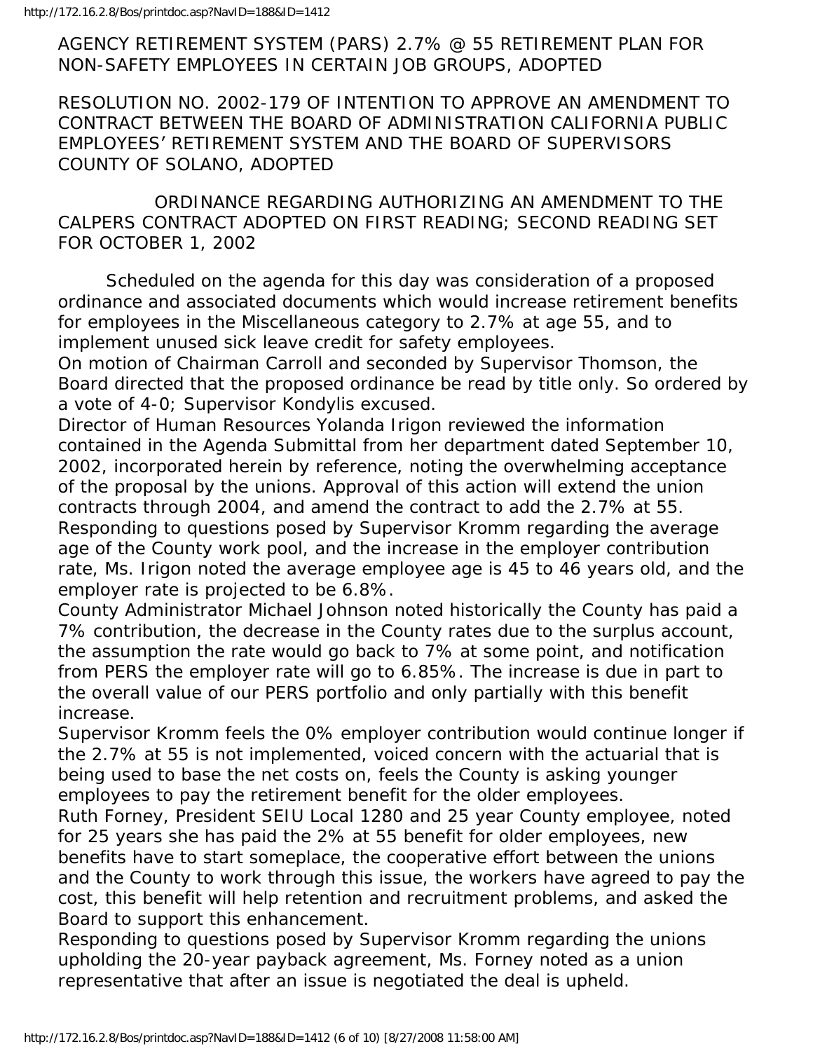AGENCY RETIREMENT SYSTEM (PARS) 2.7% @ 55 RETIREMENT PLAN FOR NON-SAFETY EMPLOYEES IN CERTAIN JOB GROUPS, ADOPTED

RESOLUTION NO. 2002-179 OF INTENTION TO APPROVE AN AMENDMENT TO CONTRACT BETWEEN THE BOARD OF ADMINISTRATION CALIFORNIA PUBLIC EMPLOYEES' RETIREMENT SYSTEM AND THE BOARD OF SUPERVISORS COUNTY OF SOLANO, ADOPTED

ORDINANCE REGARDING AUTHORIZING AN AMENDMENT TO THE CALPERS CONTRACT ADOPTED ON FIRST READING; SECOND READING SET FOR OCTOBER 1, 2002

Scheduled on the agenda for this day was consideration of a proposed ordinance and associated documents which would increase retirement benefits for employees in the Miscellaneous category to 2.7% at age 55, and to implement unused sick leave credit for safety employees.

On motion of Chairman Carroll and seconded by Supervisor Thomson, the Board directed that the proposed ordinance be read by title only. So ordered by a vote of 4-0; Supervisor Kondylis excused.

Director of Human Resources Yolanda Irigon reviewed the information contained in the Agenda Submittal from her department dated September 10, 2002, incorporated herein by reference, noting the overwhelming acceptance of the proposal by the unions. Approval of this action will extend the union contracts through 2004, and amend the contract to add the 2.7% at 55.

Responding to questions posed by Supervisor Kromm regarding the average age of the County work pool, and the increase in the employer contribution rate, Ms. Irigon noted the average employee age is 45 to 46 years old, and the employer rate is projected to be 6.8%.

County Administrator Michael Johnson noted historically the County has paid a 7% contribution, the decrease in the County rates due to the surplus account, the assumption the rate would go back to 7% at some point, and notification from PERS the employer rate will go to 6.85%. The increase is due in part to the overall value of our PERS portfolio and only partially with this benefit increase.

Supervisor Kromm feels the 0% employer contribution would continue longer if the 2.7% at 55 is not implemented, voiced concern with the actuarial that is being used to base the net costs on, feels the County is asking younger employees to pay the retirement benefit for the older employees.

Ruth Forney, President SEIU Local 1280 and 25 year County employee, noted for 25 years she has paid the 2% at 55 benefit for older employees, new benefits have to start someplace, the cooperative effort between the unions and the County to work through this issue, the workers have agreed to pay the cost, this benefit will help retention and recruitment problems, and asked the Board to support this enhancement.

Responding to questions posed by Supervisor Kromm regarding the unions upholding the 20-year payback agreement, Ms. Forney noted as a union representative that after an issue is negotiated the deal is upheld.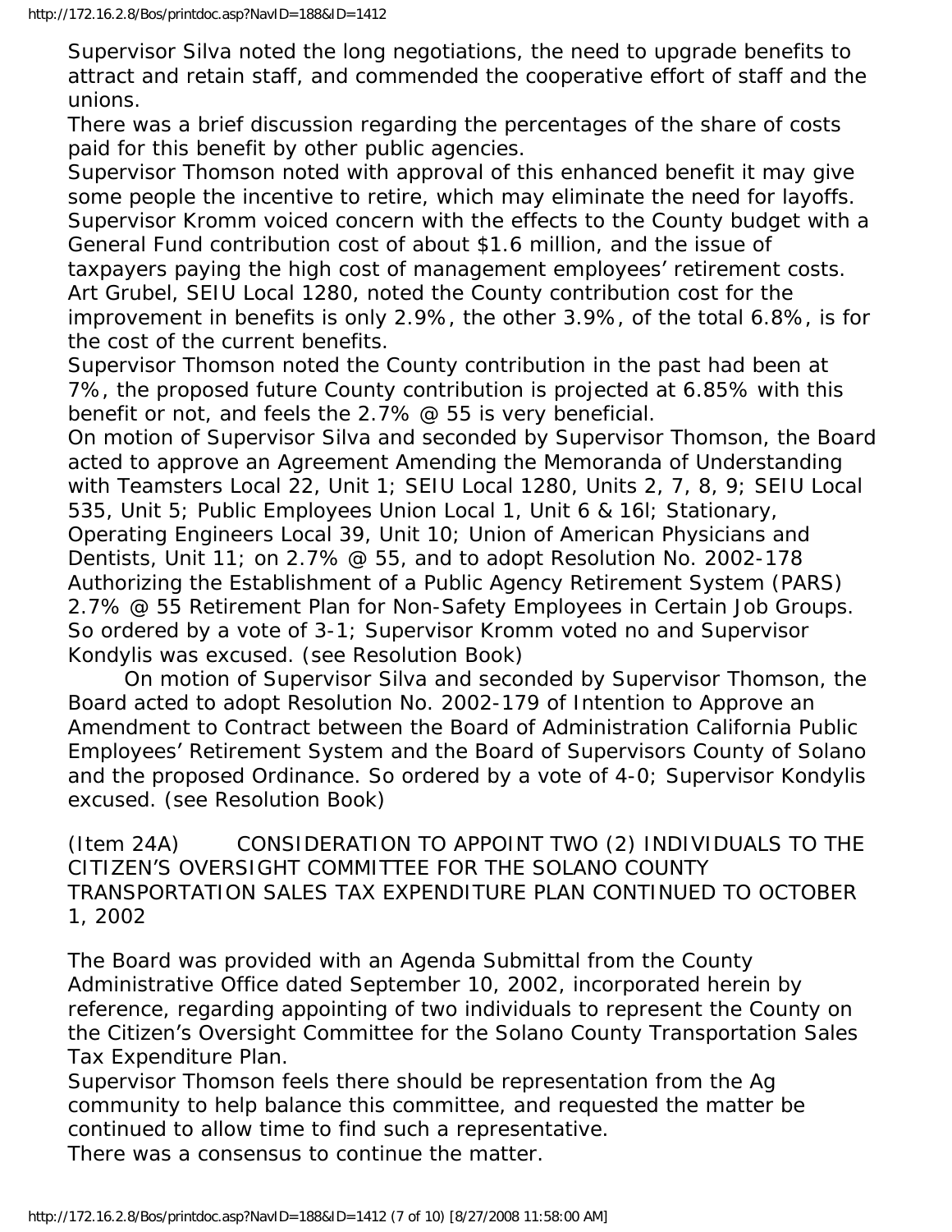Supervisor Silva noted the long negotiations, the need to upgrade benefits to attract and retain staff, and commended the cooperative effort of staff and the unions.

There was a brief discussion regarding the percentages of the share of costs paid for this benefit by other public agencies.

Supervisor Thomson noted with approval of this enhanced benefit it may give some people the incentive to retire, which may eliminate the need for layoffs.

Supervisor Kromm voiced concern with the effects to the County budget with a General Fund contribution cost of about $1.6 million, and the issue of taxpayers paying the high cost of management employees' retirement costs.

Art Grubel, SEIU Local 1280, noted the County contribution cost for the improvement in benefits is only 2.9%, the other 3.9%, of the total 6.8%, is for the cost of the current benefits.

Supervisor Thomson noted the County contribution in the past had been at 7%, the proposed future County contribution is projected at 6.85% with this benefit or not, and feels the 2.7% @ 55 is very beneficial.

On motion of Supervisor Silva and seconded by Supervisor Thomson, the Board acted to approve an Agreement Amending the Memoranda of Understanding with Teamsters Local 22, Unit 1; SEIU Local 1280, Units 2, 7, 8, 9; SEIU Local 535, Unit 5; Public Employees Union Local 1, Unit 6 & 16l; Stationary, Operating Engineers Local 39, Unit 10; Union of American Physicians and Dentists, Unit 11; on 2.7% @ 55, and to adopt Resolution No. 2002-178 Authorizing the Establishment of a Public Agency Retirement System (PARS) 2.7% @ 55 Retirement Plan for Non-Safety Employees in Certain Job Groups. So ordered by a vote of 3-1; Supervisor Kromm voted no and Supervisor Kondylis was excused. (see Resolution Book)

On motion of Supervisor Silva and seconded by Supervisor Thomson, the Board acted to adopt Resolution No. 2002-179 of Intention to Approve an Amendment to Contract between the Board of Administration California Public Employees' Retirement System and the Board of Supervisors County of Solano and the proposed Ordinance. So ordered by a vote of 4-0; Supervisor Kondylis excused. (see Resolution Book)

(Item 24A) CONSIDERATION TO APPOINT TWO (2) INDIVIDUALS TO THE CITIZEN'S OVERSIGHT COMMITTEE FOR THE SOLANO COUNTY TRANSPORTATION SALES TAX EXPENDITURE PLAN CONTINUED TO OCTOBER 1, 2002

The Board was provided with an Agenda Submittal from the County Administrative Office dated September 10, 2002, incorporated herein by reference, regarding appointing of two individuals to represent the County on the Citizen's Oversight Committee for the Solano County Transportation Sales Tax Expenditure Plan.

Supervisor Thomson feels there should be representation from the Ag community to help balance this committee, and requested the matter be continued to allow time to find such a representative.

There was a consensus to continue the matter.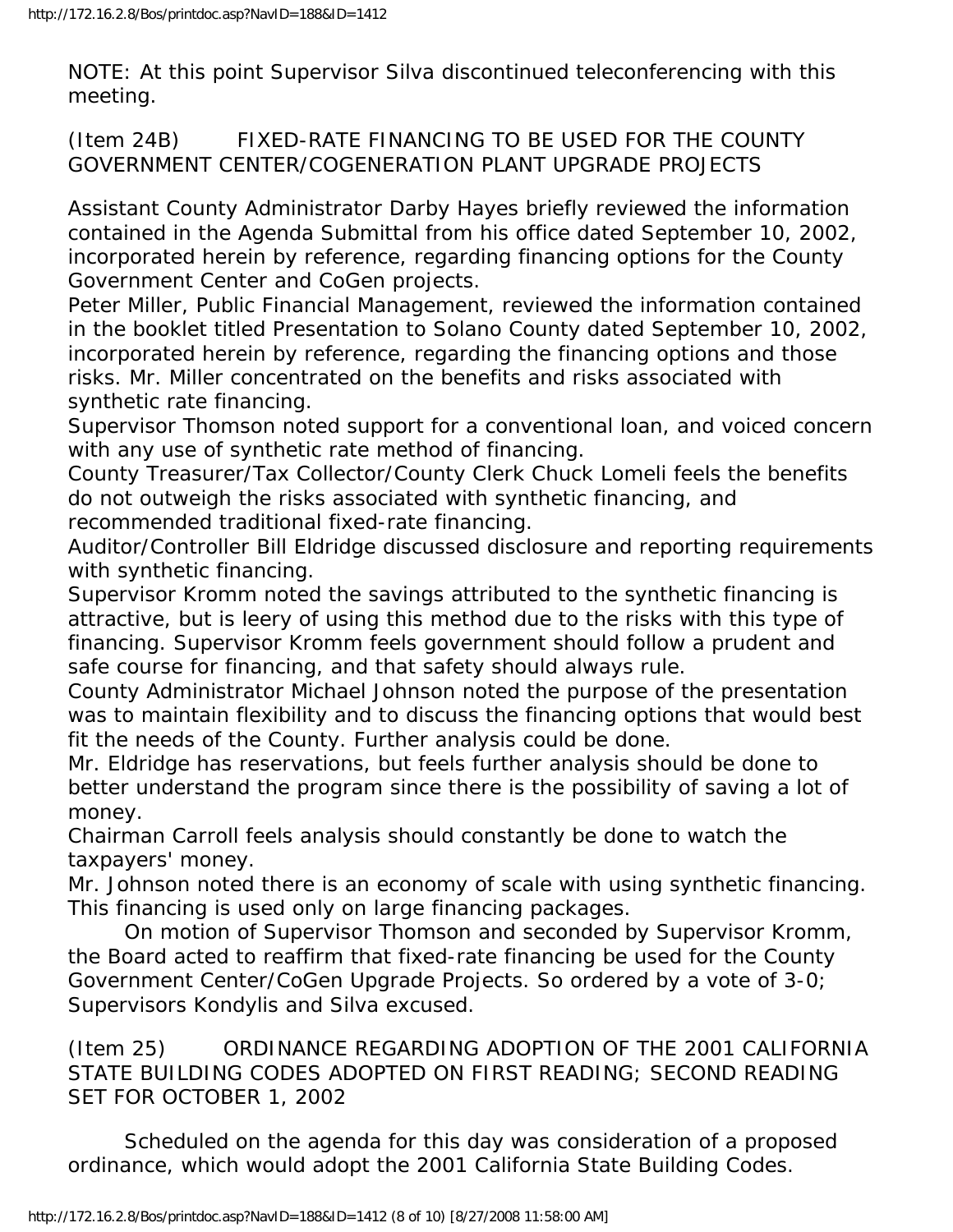NOTE: At this point Supervisor Silva discontinued teleconferencing with this meeting.

(Item 24B) FIXED-RATE FINANCING TO BE USED FOR THE COUNTY GOVERNMENT CENTER/COGENERATION PLANT UPGRADE PROJECTS

Assistant County Administrator Darby Hayes briefly reviewed the information contained in the Agenda Submittal from his office dated September 10, 2002, incorporated herein by reference, regarding financing options for the County Government Center and CoGen projects.

Peter Miller, Public Financial Management, reviewed the information contained in the booklet titled Presentation to Solano County dated September 10, 2002, incorporated herein by reference, regarding the financing options and those risks. Mr. Miller concentrated on the benefits and risks associated with synthetic rate financing.

Supervisor Thomson noted support for a conventional loan, and voiced concern with any use of synthetic rate method of financing.

County Treasurer/Tax Collector/County Clerk Chuck Lomeli feels the benefits do not outweigh the risks associated with synthetic financing, and recommended traditional fixed-rate financing.

Auditor/Controller Bill Eldridge discussed disclosure and reporting requirements with synthetic financing.

Supervisor Kromm noted the savings attributed to the synthetic financing is attractive, but is leery of using this method due to the risks with this type of financing. Supervisor Kromm feels government should follow a prudent and safe course for financing, and that safety should always rule.

County Administrator Michael Johnson noted the purpose of the presentation was to maintain flexibility and to discuss the financing options that would best fit the needs of the County. Further analysis could be done.

Mr. Eldridge has reservations, but feels further analysis should be done to better understand the program since there is the possibility of saving a lot of money.

Chairman Carroll feels analysis should constantly be done to watch the taxpayers' money.

Mr. Johnson noted there is an economy of scale with using synthetic financing. This financing is used only on large financing packages.

On motion of Supervisor Thomson and seconded by Supervisor Kromm, the Board acted to reaffirm that fixed-rate financing be used for the County Government Center/CoGen Upgrade Projects. So ordered by a vote of 3-0; Supervisors Kondylis and Silva excused.

(Item 25) ORDINANCE REGARDING ADOPTION OF THE 2001 CALIFORNIA STATE BUILDING CODES ADOPTED ON FIRST READING; SECOND READING SET FOR OCTOBER 1, 2002

Scheduled on the agenda for this day was consideration of a proposed ordinance, which would adopt the 2001 California State Building Codes.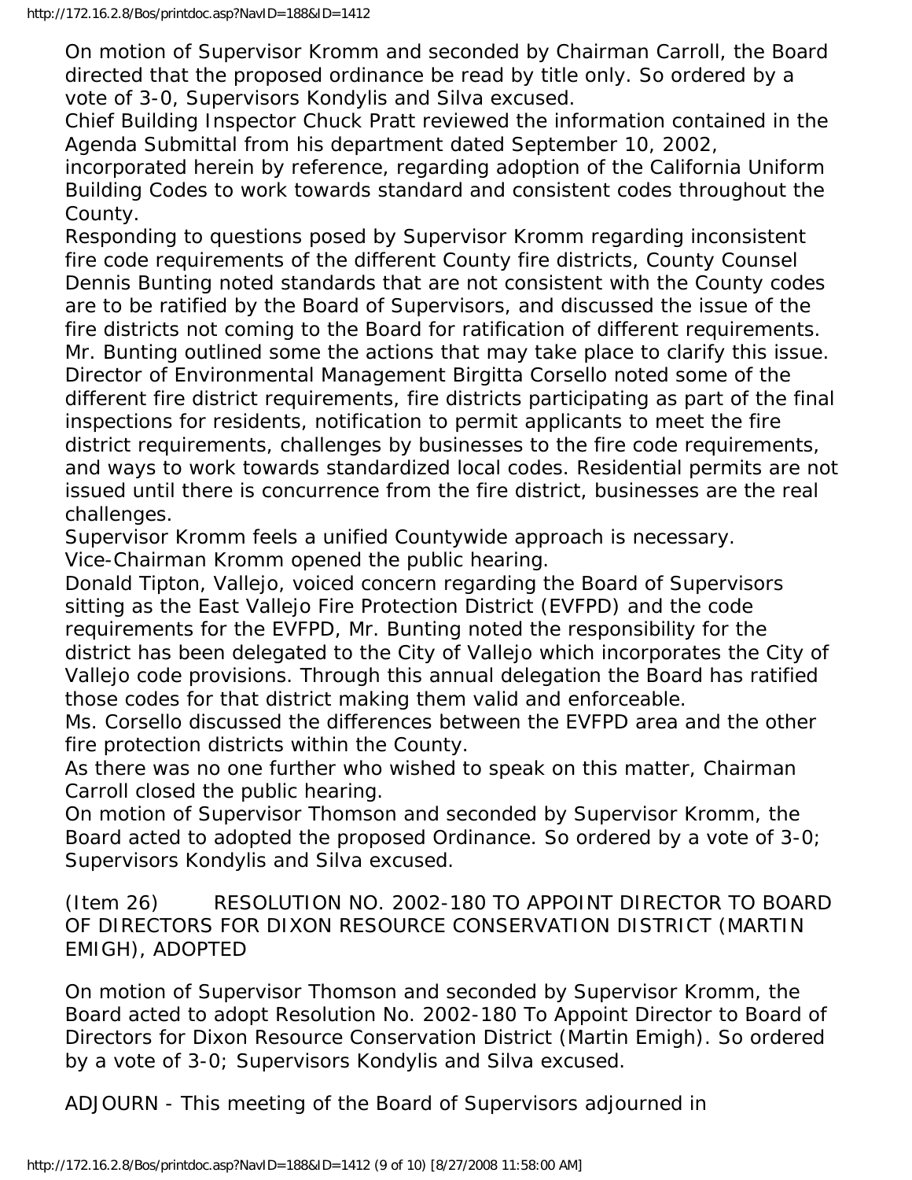On motion of Supervisor Kromm and seconded by Chairman Carroll, the Board directed that the proposed ordinance be read by title only. So ordered by a vote of 3-0, Supervisors Kondylis and Silva excused.

Chief Building Inspector Chuck Pratt reviewed the information contained in the Agenda Submittal from his department dated September 10, 2002, incorporated herein by reference, regarding adoption of the California Uniform Building Codes to work towards standard and consistent codes throughout the County.

Responding to questions posed by Supervisor Kromm regarding inconsistent fire code requirements of the different County fire districts, County Counsel Dennis Bunting noted standards that are not consistent with the County codes are to be ratified by the Board of Supervisors, and discussed the issue of the fire districts not coming to the Board for ratification of different requirements. Mr. Bunting outlined some the actions that may take place to clarify this issue.

Director of Environmental Management Birgitta Corsello noted some of the different fire district requirements, fire districts participating as part of the final inspections for residents, notification to permit applicants to meet the fire district requirements, challenges by businesses to the fire code requirements, and ways to work towards standardized local codes. Residential permits are not issued until there is concurrence from the fire district, businesses are the real challenges.

Supervisor Kromm feels a unified Countywide approach is necessary.

Vice-Chairman Kromm opened the public hearing.

Donald Tipton, Vallejo, voiced concern regarding the Board of Supervisors sitting as the East Vallejo Fire Protection District (EVFPD) and the code requirements for the EVFPD, Mr. Bunting noted the responsibility for the district has been delegated to the City of Vallejo which incorporates the City of Vallejo code provisions. Through this annual delegation the Board has ratified those codes for that district making them valid and enforceable.

Ms. Corsello discussed the differences between the EVFPD area and the other fire protection districts within the County.

As there was no one further who wished to speak on this matter, Chairman Carroll closed the public hearing.

On motion of Supervisor Thomson and seconded by Supervisor Kromm, the Board acted to adopted the proposed Ordinance. So ordered by a vote of 3-0; Supervisors Kondylis and Silva excused.

(Item 26) RESOLUTION NO. 2002-180 TO APPOINT DIRECTOR TO BOARD OF DIRECTORS FOR DIXON RESOURCE CONSERVATION DISTRICT (MARTIN EMIGH), ADOPTED

On motion of Supervisor Thomson and seconded by Supervisor Kromm, the Board acted to adopt Resolution No. 2002-180 To Appoint Director to Board of Directors for Dixon Resource Conservation District (Martin Emigh). So ordered by a vote of 3-0; Supervisors Kondylis and Silva excused.

ADJOURN - This meeting of the Board of Supervisors adjourned in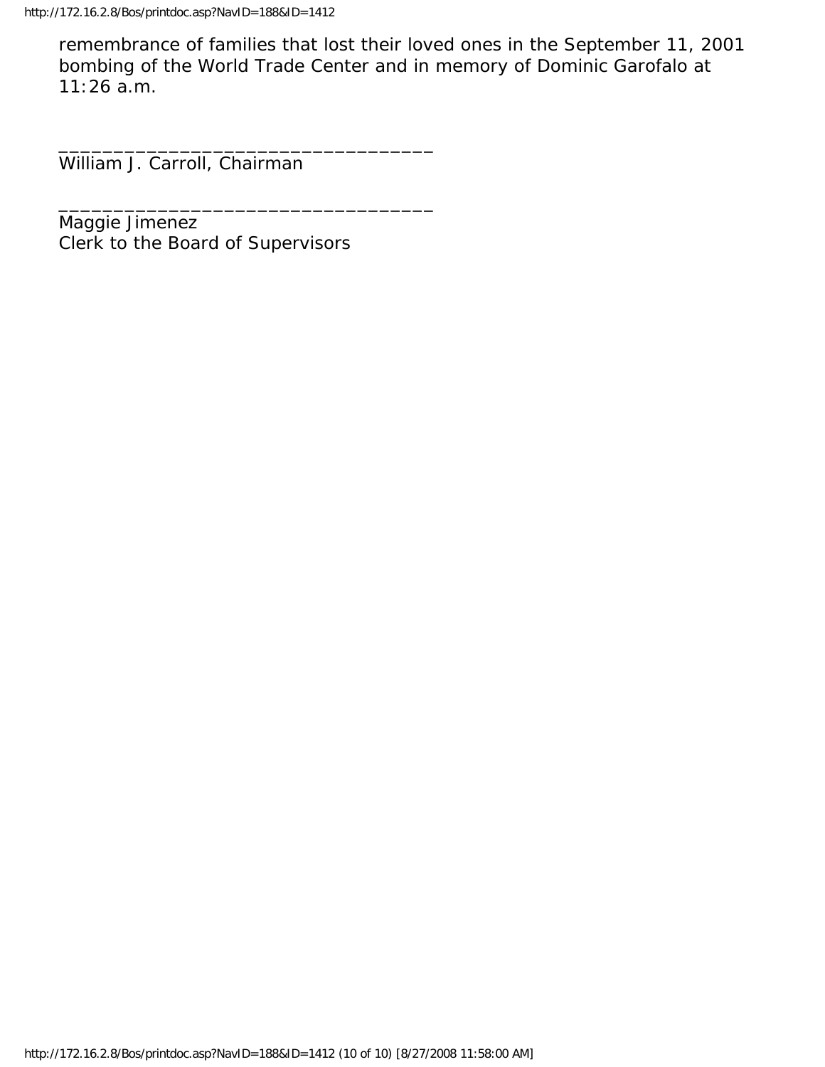remembrance of families that lost their loved ones in the September 11, 2001 bombing of the World Trade Center and in memory of Dominic Garofalo at 11:26 a.m.

_________________________________
William J. Carroll, Chairman

_________________________________
Maggie Jimenez
Clerk to the Board of Supervisors